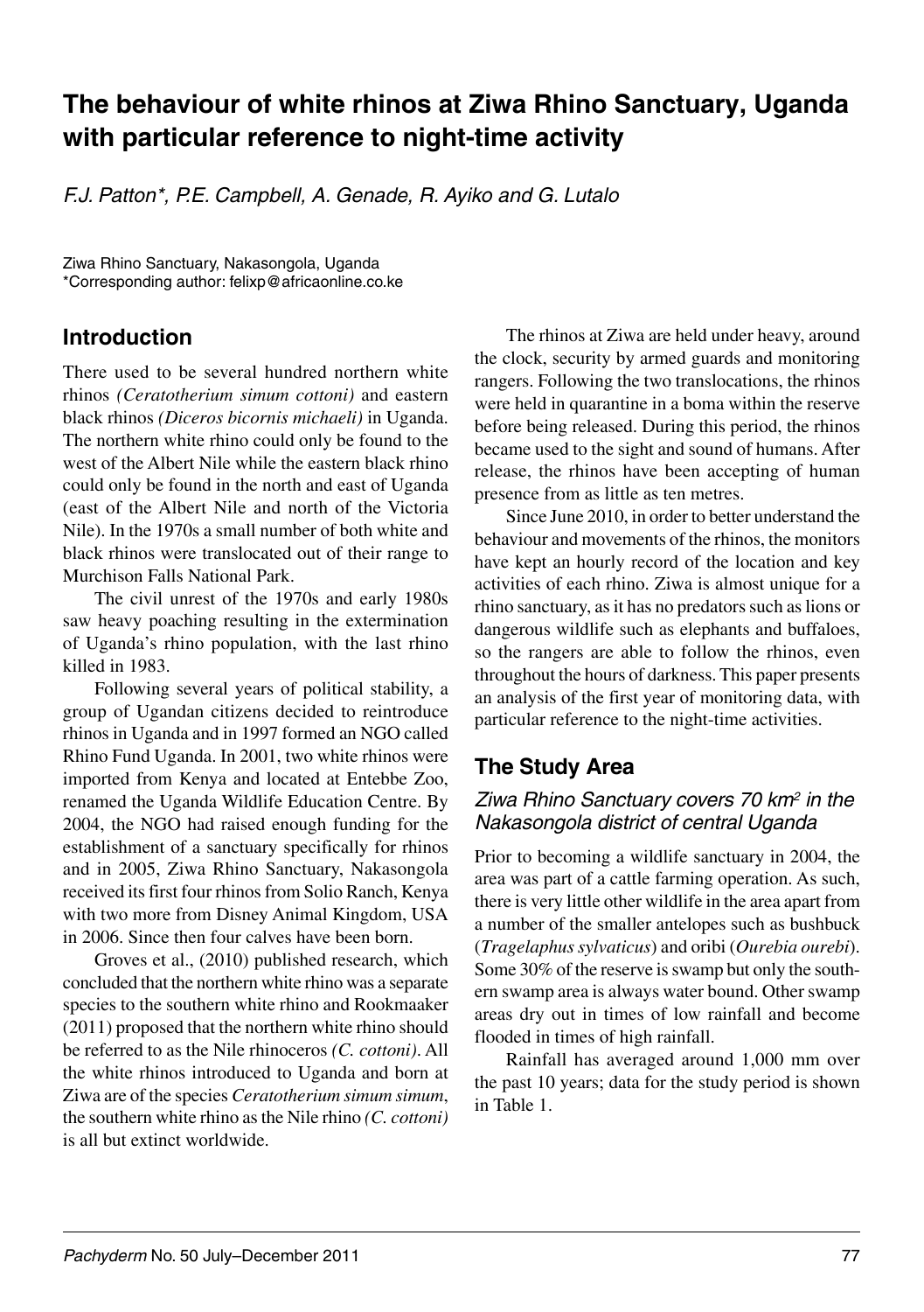# The behaviour of white rhinos at Ziwa Rhino Sanctuary, Uganda with particular reference to night-time activity

*F.J. Patton\*, P.E. Campbell, A. Genade, R. Ayiko and G. Lutalo*

Ziwa Rhino Sanctuary, Nakasongola, Uganda
\*Corresponding author: felixp@africaonline.co.ke

## Introduction

There used to be several hundred northern white rhinos *(Ceratotherium simum cottoni)* and eastern black rhinos *(Diceros bicornis michaeli)* in Uganda. The northern white rhino could only be found to the west of the Albert Nile while the eastern black rhino could only be found in the north and east of Uganda (east of the Albert Nile and north of the Victoria Nile). In the 1970s a small number of both white and black rhinos were translocated out of their range to Murchison Falls National Park.

The civil unrest of the 1970s and early 1980s saw heavy poaching resulting in the extermination of Uganda's rhino population, with the last rhino killed in 1983.

Following several years of political stability, a group of Ugandan citizens decided to reintroduce rhinos in Uganda and in 1997 formed an NGO called Rhino Fund Uganda. In 2001, two white rhinos were imported from Kenya and located at Entebbe Zoo, renamed the Uganda Wildlife Education Centre. By 2004, the NGO had raised enough funding for the establishment of a sanctuary specifically for rhinos and in 2005, Ziwa Rhino Sanctuary, Nakasongola received its first four rhinos from Solio Ranch, Kenya with two more from Disney Animal Kingdom, USA in 2006. Since then four calves have been born.

Groves et al., (2010) published research, which concluded that the northern white rhino was a separate species to the southern white rhino and Rookmaaker (2011) proposed that the northern white rhino should be referred to as the Nile rhinoceros *(C. cottoni)*. All the white rhinos introduced to Uganda and born at Ziwa are of the species *Ceratotherium simum simum*, the southern white rhino as the Nile rhino *(C. cottoni)* is all but extinct worldwide.

The rhinos at Ziwa are held under heavy, around the clock, security by armed guards and monitoring rangers. Following the two translocations, the rhinos were held in quarantine in a boma within the reserve before being released. During this period, the rhinos became used to the sight and sound of humans. After release, the rhinos have been accepting of human presence from as little as ten metres.

Since June 2010, in order to better understand the behaviour and movements of the rhinos, the monitors have kept an hourly record of the location and key activities of each rhino. Ziwa is almost unique for a rhino sanctuary, as it has no predators such as lions or dangerous wildlife such as elephants and buffaloes, so the rangers are able to follow the rhinos, even throughout the hours of darkness. This paper presents an analysis of the first year of monitoring data, with particular reference to the night-time activities.

## The Study Area

### *Ziwa Rhino Sanctuary covers 70 km² in the Nakasongola district of central Uganda*

Prior to becoming a wildlife sanctuary in 2004, the area was part of a cattle farming operation. As such, there is very little other wildlife in the area apart from a number of the smaller antelopes such as bushbuck (*Tragelaphus sylvaticus*) and oribi (*Ourebia ourebi*). Some 30% of the reserve is swamp but only the southern swamp area is always water bound. Other swamp areas dry out in times of low rainfall and become flooded in times of high rainfall.

Rainfall has averaged around 1,000 mm over the past 10 years; data for the study period is shown in Table 1.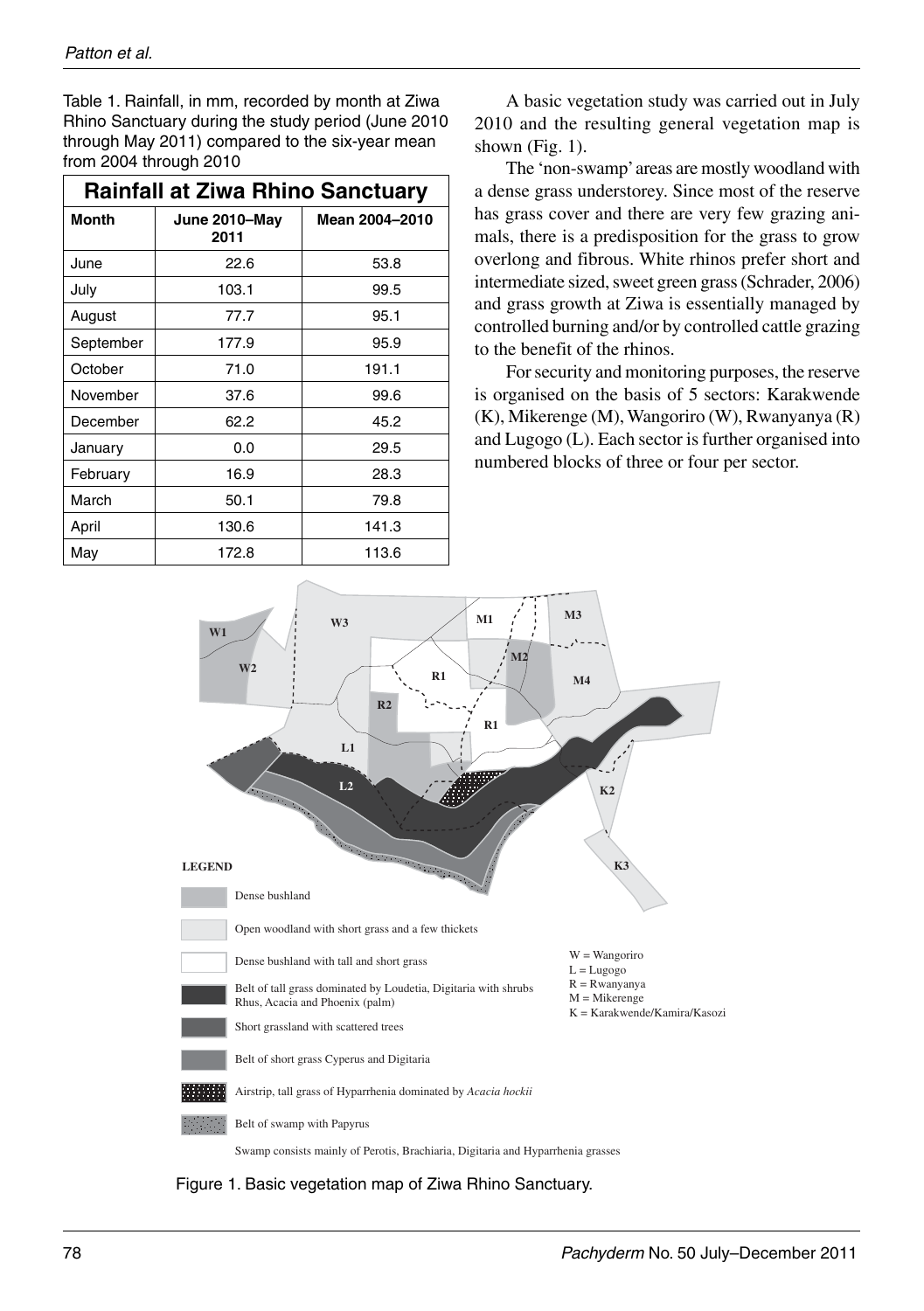Table 1. Rainfall, in mm, recorded by month at Ziwa Rhino Sanctuary during the study period (June 2010 through May 2011) compared to the six-year mean from 2004 through 2010

| Rainfall at Ziwa Rhino Sanctuary | | |
|---|---|---|
| **Month** | **June 2010–May 2011** | **Mean 2004–2010** |
| June | 22.6 | 53.8 |
| July | 103.1 | 99.5 |
| August | 77.7 | 95.1 |
| September | 177.9 | 95.9 |
| October | 71.0 | 191.1 |
| November | 37.6 | 99.6 |
| December | 62.2 | 45.2 |
| January | 0.0 | 29.5 |
| February | 16.9 | 28.3 |
| March | 50.1 | 79.8 |
| April | 130.6 | 141.3 |
| May | 172.8 | 113.6 |

A basic vegetation study was carried out in July 2010 and the resulting general vegetation map is shown (Fig. 1).

The 'non-swamp' areas are mostly woodland with a dense grass understorey. Since most of the reserve has grass cover and there are very few grazing animals, there is a predisposition for the grass to grow overlong and fibrous. White rhinos prefer short and intermediate sized, sweet green grass (Schrader, 2006) and grass growth at Ziwa is essentially managed by controlled burning and/or by controlled cattle grazing to the benefit of the rhinos.

For security and monitoring purposes, the reserve is organised on the basis of 5 sectors: Karakwende (K), Mikerenge (M), Wangoriro (W), Rwanyanya (R) and Lugogo (L). Each sector is further organised into numbered blocks of three or four per sector.

LEGEND

- Dense bushland
- Open woodland with short grass and a few thickets
- Dense bushland with tall and short grass
- Belt of tall grass dominated by Loudetia, Digitaria with shrubs Rhus, Acacia and Phoenix (palm)
- Short grassland with scattered trees
- Belt of short grass Cyperus and Digitaria
- Airstrip, tall grass of Hyparrhenia dominated by *Acacia hockii*
- Belt of swamp with Papyrus

Swamp consists mainly of Perotis, Brachiaria, Digitaria and Hyparrhenia grasses

W = Wangoriro
L = Lugogo
R = Rwanyanya
M = Mikerenge
K = Karakwende/Kamira/Kasozi

Figure 1. Basic vegetation map of Ziwa Rhino Sanctuary.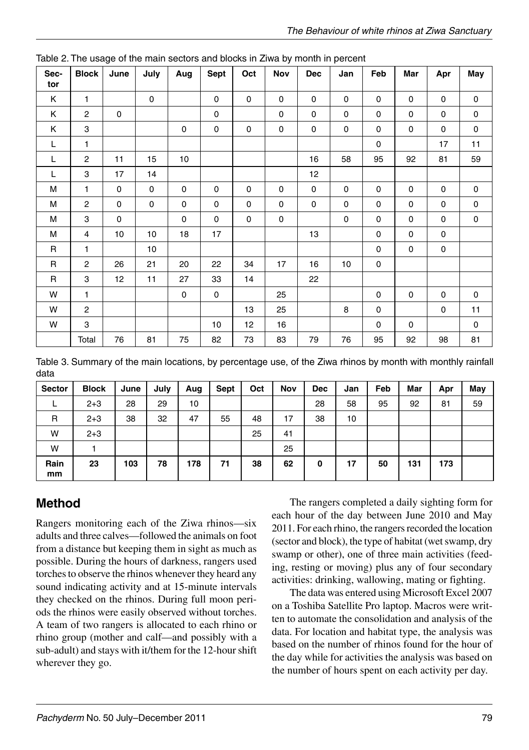Table 2. The usage of the main sectors and blocks in Ziwa by month in percent

| Sector | Block | June | July | Aug | Sept | Oct | Nov | Dec | Jan | Feb | Mar | Apr | May |
|---|---|---|---|---|---|---|---|---|---|---|---|---|---|
| K | 1 | | 0 | | 0 | 0 | 0 | 0 | 0 | 0 | 0 | 0 | 0 |
| K | 2 | 0 | | | 0 | | 0 | 0 | 0 | 0 | 0 | 0 | 0 |
| K | 3 | | | 0 | 0 | 0 | 0 | 0 | 0 | 0 | 0 | 0 | 0 |
| L | 1 | | | | | | | | | 0 | | 17 | 11 |
| L | 2 | 11 | 15 | 10 | | | | 16 | 58 | 95 | 92 | 81 | 59 |
| L | 3 | 17 | 14 | | | | | 12 | | | | | |
| M | 1 | 0 | 0 | 0 | 0 | 0 | 0 | 0 | 0 | 0 | 0 | 0 | 0 |
| M | 2 | 0 | 0 | 0 | 0 | 0 | 0 | 0 | 0 | 0 | 0 | 0 | 0 |
| M | 3 | 0 | | 0 | 0 | 0 | 0 | | 0 | 0 | 0 | 0 | 0 |
| M | 4 | 10 | 10 | 18 | 17 | | | 13 | | 0 | 0 | 0 | |
| R | 1 | | 10 | | | | | | | 0 | 0 | 0 | |
| R | 2 | 26 | 21 | 20 | 22 | 34 | 17 | 16 | 10 | 0 | | | |
| R | 3 | 12 | 11 | 27 | 33 | 14 | | 22 | | | | | |
| W | 1 | | | 0 | 0 | | 25 | | | 0 | 0 | 0 | 0 |
| W | 2 | | | | | 13 | 25 | | 8 | 0 | | 0 | 11 |
| W | 3 | | | | 10 | 12 | 16 | | | 0 | 0 | | 0 |
| | Total | 76 | 81 | 75 | 82 | 73 | 83 | 79 | 76 | 95 | 92 | 98 | 81 |

Table 3. Summary of the main locations, by percentage use, of the Ziwa rhinos by month with monthly rainfall data

| Sector | Block | June | July | Aug | Sept | Oct | Nov | Dec | Jan | Feb | Mar | Apr | May |
|---|---|---|---|---|---|---|---|---|---|---|---|---|---|
| L | 2+3 | 28 | 29 | 10 | | | | 28 | 58 | 95 | 92 | 81 | 59 |
| R | 2+3 | 38 | 32 | 47 | 55 | 48 | 17 | 38 | 10 | | | | |
| W | 2+3 | | | | | 25 | 41 | | | | | | |
| W | 1 | | | | | | 25 | | | | | | |
| **Rain mm** | **23** | **103** | **78** | **178** | **71** | **38** | **62** | **0** | **17** | **50** | **131** | **173** | |

## Method

Rangers monitoring each of the Ziwa rhinos—six adults and three calves—followed the animals on foot from a distance but keeping them in sight as much as possible. During the hours of darkness, rangers used torches to observe the rhinos whenever they heard any sound indicating activity and at 15-minute intervals they checked on the rhinos. During full moon periods the rhinos were easily observed without torches. A team of two rangers is allocated to each rhino or rhino group (mother and calf—and possibly with a sub-adult) and stays with it/them for the 12-hour shift wherever they go.

The rangers completed a daily sighting form for each hour of the day between June 2010 and May 2011. For each rhino, the rangers recorded the location (sector and block), the type of habitat (wet swamp, dry swamp or other), one of three main activities (feeding, resting or moving) plus any of four secondary activities: drinking, wallowing, mating or fighting.

The data was entered using Microsoft Excel 2007 on a Toshiba Satellite Pro laptop. Macros were written to automate the consolidation and analysis of the data. For location and habitat type, the analysis was based on the number of rhinos found for the hour of the day while for activities the analysis was based on the number of hours spent on each activity per day.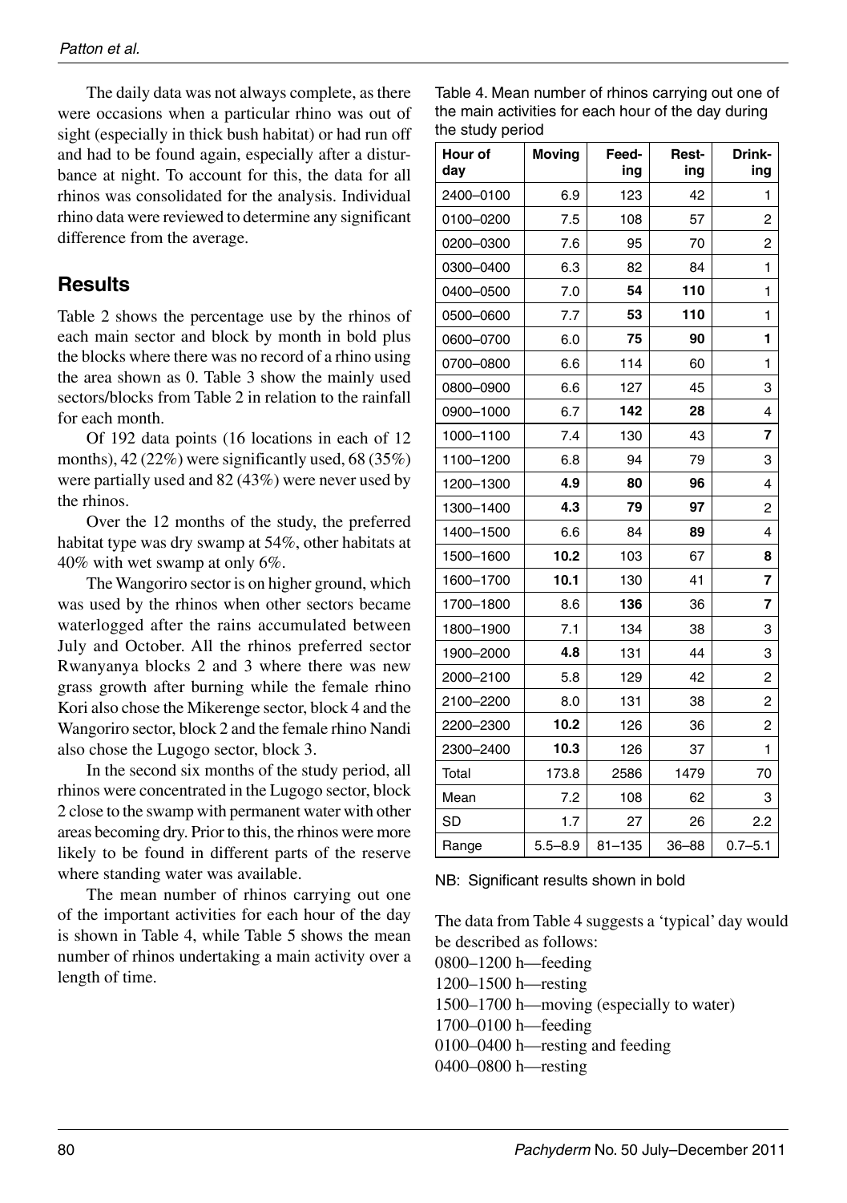The daily data was not always complete, as there were occasions when a particular rhino was out of sight (especially in thick bush habitat) or had run off and had to be found again, especially after a disturbance at night. To account for this, the data for all rhinos was consolidated for the analysis. Individual rhino data were reviewed to determine any significant difference from the average.

## Results

Table 2 shows the percentage use by the rhinos of each main sector and block by month in bold plus the blocks where there was no record of a rhino using the area shown as 0. Table 3 show the mainly used sectors/blocks from Table 2 in relation to the rainfall for each month.

Of 192 data points (16 locations in each of 12 months), 42 (22%) were significantly used, 68 (35%) were partially used and 82 (43%) were never used by the rhinos.

Over the 12 months of the study, the preferred habitat type was dry swamp at 54%, other habitats at 40% with wet swamp at only 6%.

The Wangoriro sector is on higher ground, which was used by the rhinos when other sectors became waterlogged after the rains accumulated between July and October. All the rhinos preferred sector Rwanyanya blocks 2 and 3 where there was new grass growth after burning while the female rhino Kori also chose the Mikerenge sector, block 4 and the Wangoriro sector, block 2 and the female rhino Nandi also chose the Lugogo sector, block 3.

In the second six months of the study period, all rhinos were concentrated in the Lugogo sector, block 2 close to the swamp with permanent water with other areas becoming dry. Prior to this, the rhinos were more likely to be found in different parts of the reserve where standing water was available.

The mean number of rhinos carrying out one of the important activities for each hour of the day is shown in Table 4, while Table 5 shows the mean number of rhinos undertaking a main activity over a length of time.

Table 4. Mean number of rhinos carrying out one of the main activities for each hour of the day during the study period

| Hour of day | Moving | Feeding | Resting | Drinking |
|---|---|---|---|---|
| 2400–0100 | 6.9 | 123 | 42 | 1 |
| 0100–0200 | 7.5 | 108 | 57 | 2 |
| 0200–0300 | 7.6 | 95 | 70 | 2 |
| 0300–0400 | 6.3 | 82 | 84 | 1 |
| 0400–0500 | 7.0 | **54** | **110** | 1 |
| 0500–0600 | 7.7 | **53** | **110** | 1 |
| 0600–0700 | 6.0 | **75** | **90** | **1** |
| 0700–0800 | 6.6 | 114 | 60 | 1 |
| 0800–0900 | 6.6 | 127 | 45 | 3 |
| 0900–1000 | 6.7 | **142** | **28** | 4 |
| 1000–1100 | 7.4 | 130 | 43 | **7** |
| 1100–1200 | 6.8 | 94 | 79 | 3 |
| 1200–1300 | **4.9** | **80** | **96** | 4 |
| 1300–1400 | **4.3** | **79** | **97** | 2 |
| 1400–1500 | 6.6 | 84 | **89** | 4 |
| 1500–1600 | **10.2** | 103 | 67 | **8** |
| 1600–1700 | **10.1** | 130 | 41 | **7** |
| 1700–1800 | 8.6 | **136** | 36 | **7** |
| 1800–1900 | 7.1 | 134 | 38 | 3 |
| 1900–2000 | **4.8** | 131 | 44 | 3 |
| 2000–2100 | 5.8 | 129 | 42 | 2 |
| 2100–2200 | 8.0 | 131 | 38 | 2 |
| 2200–2300 | **10.2** | 126 | 36 | 2 |
| 2300–2400 | **10.3** | 126 | 37 | 1 |
| Total | 173.8 | 2586 | 1479 | 70 |
| Mean | 7.2 | 108 | 62 | 3 |
| SD | 1.7 | 27 | 26 | 2.2 |
| Range | 5.5–8.9 | 81–135 | 36–88 | 0.7–5.1 |

NB: Significant results shown in bold

The data from Table 4 suggests a 'typical' day would be described as follows:

0800–1200 h—feeding
1200–1500 h—resting
1500–1700 h—moving (especially to water)
1700–0100 h—feeding
0100–0400 h—resting and feeding
0400–0800 h—resting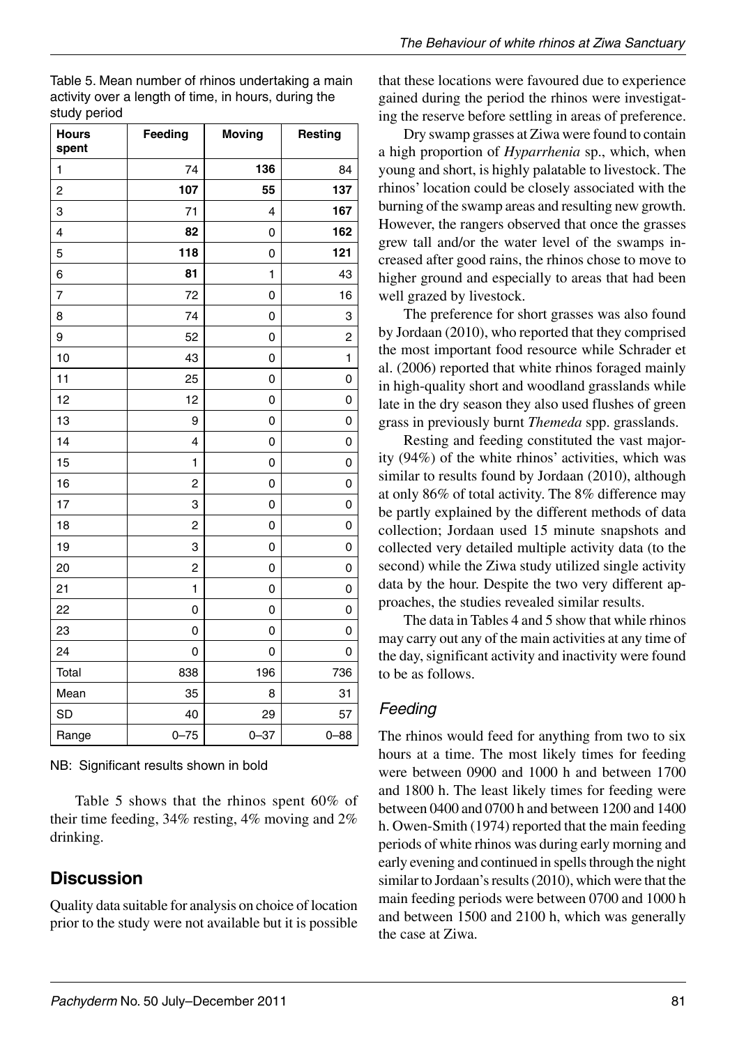Table 5. Mean number of rhinos undertaking a main activity over a length of time, in hours, during the study period

| Hours spent | Feeding | Moving | Resting |
|---|---|---|---|
| 1 | 74 | **136** | 84 |
| 2 | **107** | 55 | **137** |
| 3 | 71 | 4 | **167** |
| 4 | **82** | 0 | **162** |
| 5 | **118** | 0 | **121** |
| 6 | **81** | 1 | 43 |
| 7 | 72 | 0 | 16 |
| 8 | 74 | 0 | 3 |
| 9 | 52 | 0 | 2 |
| 10 | 43 | 0 | 1 |
| 11 | 25 | 0 | 0 |
| 12 | 12 | 0 | 0 |
| 13 | 9 | 0 | 0 |
| 14 | 4 | 0 | 0 |
| 15 | 1 | 0 | 0 |
| 16 | 2 | 0 | 0 |
| 17 | 3 | 0 | 0 |
| 18 | 2 | 0 | 0 |
| 19 | 3 | 0 | 0 |
| 20 | 2 | 0 | 0 |
| 21 | 1 | 0 | 0 |
| 22 | 0 | 0 | 0 |
| 23 | 0 | 0 | 0 |
| 24 | 0 | 0 | 0 |
| Total | 838 | 196 | 736 |
| Mean | 35 | 8 | 31 |
| SD | 40 | 29 | 57 |
| Range | 0–75 | 0–37 | 0–88 |

NB: Significant results shown in bold

Table 5 shows that the rhinos spent 60% of their time feeding, 34% resting, 4% moving and 2% drinking.

## Discussion

Quality data suitable for analysis on choice of location prior to the study were not available but it is possible that these locations were favoured due to experience gained during the period the rhinos were investigating the reserve before settling in areas of preference.

Dry swamp grasses at Ziwa were found to contain a high proportion of *Hyparrhenia* sp., which, when young and short, is highly palatable to livestock. The rhinos' location could be closely associated with the burning of the swamp areas and resulting new growth. However, the rangers observed that once the grasses grew tall and/or the water level of the swamps increased after good rains, the rhinos chose to move to higher ground and especially to areas that had been well grazed by livestock.

The preference for short grasses was also found by Jordaan (2010), who reported that they comprised the most important food resource while Schrader et al. (2006) reported that white rhinos foraged mainly in high-quality short and woodland grasslands while late in the dry season they also used flushes of green grass in previously burnt *Themeda* spp. grasslands.

Resting and feeding constituted the vast majority (94%) of the white rhinos' activities, which was similar to results found by Jordaan (2010), although at only 86% of total activity. The 8% difference may be partly explained by the different methods of data collection; Jordaan used 15 minute snapshots and collected very detailed multiple activity data (to the second) while the Ziwa study utilized single activity data by the hour. Despite the two very different approaches, the studies revealed similar results.

The data in Tables 4 and 5 show that while rhinos may carry out any of the main activities at any time of the day, significant activity and inactivity were found to be as follows.

### *Feeding*

The rhinos would feed for anything from two to six hours at a time. The most likely times for feeding were between 0900 and 1000 h and between 1700 and 1800 h. The least likely times for feeding were between 0400 and 0700 h and between 1200 and 1400 h. Owen-Smith (1974) reported that the main feeding periods of white rhinos was during early morning and early evening and continued in spells through the night similar to Jordaan's results (2010), which were that the main feeding periods were between 0700 and 1000 h and between 1500 and 2100 h, which was generally the case at Ziwa.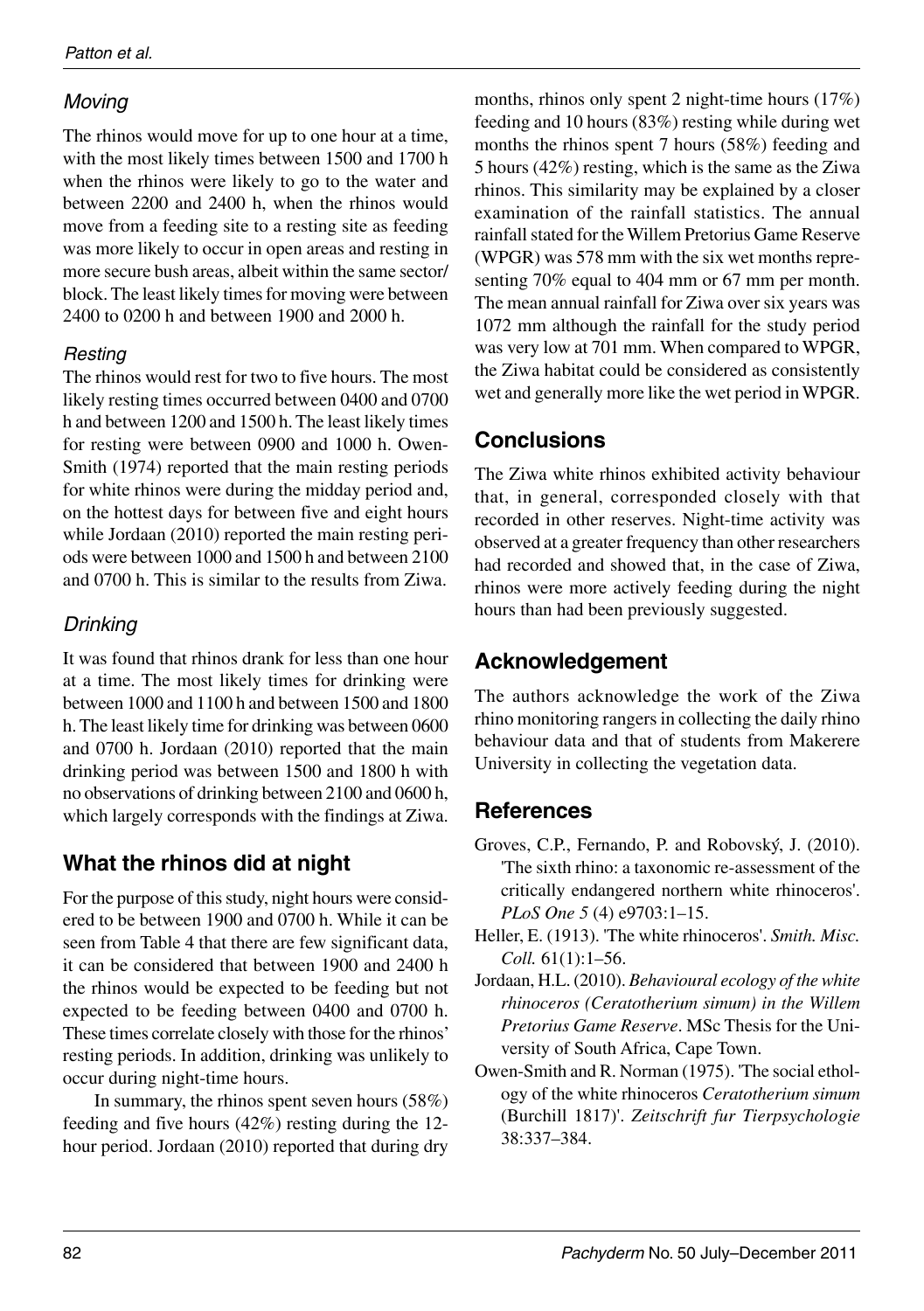### *Moving*

The rhinos would move for up to one hour at a time, with the most likely times between 1500 and 1700 h when the rhinos were likely to go to the water and between 2200 and 2400 h, when the rhinos would move from a feeding site to a resting site as feeding was more likely to occur in open areas and resting in more secure bush areas, albeit within the same sector/block. The least likely times for moving were between 2400 to 0200 h and between 1900 and 2000 h.

### *Resting*

The rhinos would rest for two to five hours. The most likely resting times occurred between 0400 and 0700 h and between 1200 and 1500 h. The least likely times for resting were between 0900 and 1000 h. Owen-Smith (1974) reported that the main resting periods for white rhinos were during the midday period and, on the hottest days for between five and eight hours while Jordaan (2010) reported the main resting periods were between 1000 and 1500 h and between 2100 and 0700 h. This is similar to the results from Ziwa.

### *Drinking*

It was found that rhinos drank for less than one hour at a time. The most likely times for drinking were between 1000 and 1100 h and between 1500 and 1800 h. The least likely time for drinking was between 0600 and 0700 h. Jordaan (2010) reported that the main drinking period was between 1500 and 1800 h with no observations of drinking between 2100 and 0600 h, which largely corresponds with the findings at Ziwa.

## What the rhinos did at night

For the purpose of this study, night hours were considered to be between 1900 and 0700 h. While it can be seen from Table 4 that there are few significant data, it can be considered that between 1900 and 2400 h the rhinos would be expected to be feeding but not expected to be feeding between 0400 and 0700 h. These times correlate closely with those for the rhinos' resting periods. In addition, drinking was unlikely to occur during night-time hours.

In summary, the rhinos spent seven hours (58%) feeding and five hours (42%) resting during the 12-hour period. Jordaan (2010) reported that during dry months, rhinos only spent 2 night-time hours (17%) feeding and 10 hours (83%) resting while during wet months the rhinos spent 7 hours (58%) feeding and 5 hours (42%) resting, which is the same as the Ziwa rhinos. This similarity may be explained by a closer examination of the rainfall statistics. The annual rainfall stated for the Willem Pretorius Game Reserve (WPGR) was 578 mm with the six wet months representing 70% equal to 404 mm or 67 mm per month. The mean annual rainfall for Ziwa over six years was 1072 mm although the rainfall for the study period was very low at 701 mm. When compared to WPGR, the Ziwa habitat could be considered as consistently wet and generally more like the wet period in WPGR.

## Conclusions

The Ziwa white rhinos exhibited activity behaviour that, in general, corresponded closely with that recorded in other reserves. Night-time activity was observed at a greater frequency than other researchers had recorded and showed that, in the case of Ziwa, rhinos were more actively feeding during the night hours than had been previously suggested.

## Acknowledgement

The authors acknowledge the work of the Ziwa rhino monitoring rangers in collecting the daily rhino behaviour data and that of students from Makerere University in collecting the vegetation data.

## References

Groves, C.P., Fernando, P. and Robovský, J. (2010). 'The sixth rhino: a taxonomic re-assessment of the critically endangered northern white rhinoceros'. *PLoS One 5* (4) e9703:1–15.

Heller, E. (1913). 'The white rhinoceros'. *Smith. Misc. Coll.* 61(1):1–56.

Jordaan, H.L. (2010). *Behavioural ecology of the white rhinoceros (Ceratotherium simum) in the Willem Pretorius Game Reserve*. MSc Thesis for the University of South Africa, Cape Town.

Owen-Smith and R. Norman (1975). 'The social ethology of the white rhinoceros *Ceratotherium simum* (Burchill 1817)'. *Zeitschrift fur Tierpsychologie* 38:337–384.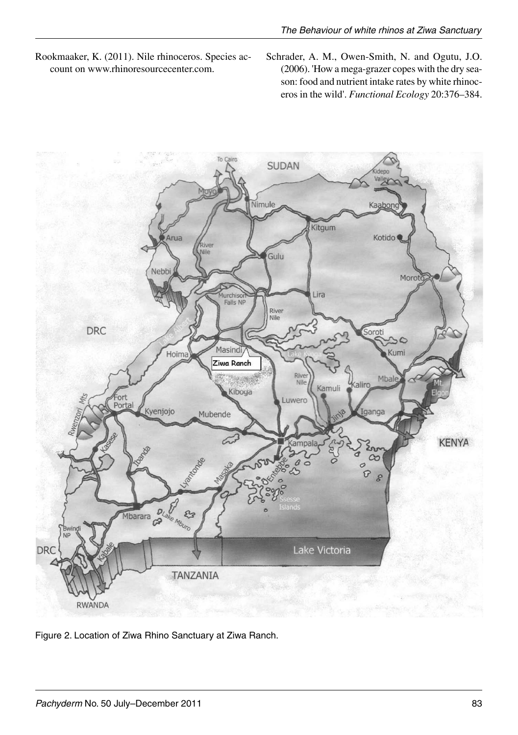Rookmaaker, K. (2011). Nile rhinoceros. Species account on www.rhinoresourcecenter.com.

Schrader, A. M., Owen-Smith, N. and Ogutu, J.O. (2006). 'How a mega-grazer copes with the dry season: food and nutrient intake rates by white rhinoceros in the wild'. *Functional Ecology* 20:376–384.

Figure 2. Location of Ziwa Rhino Sanctuary at Ziwa Ranch.